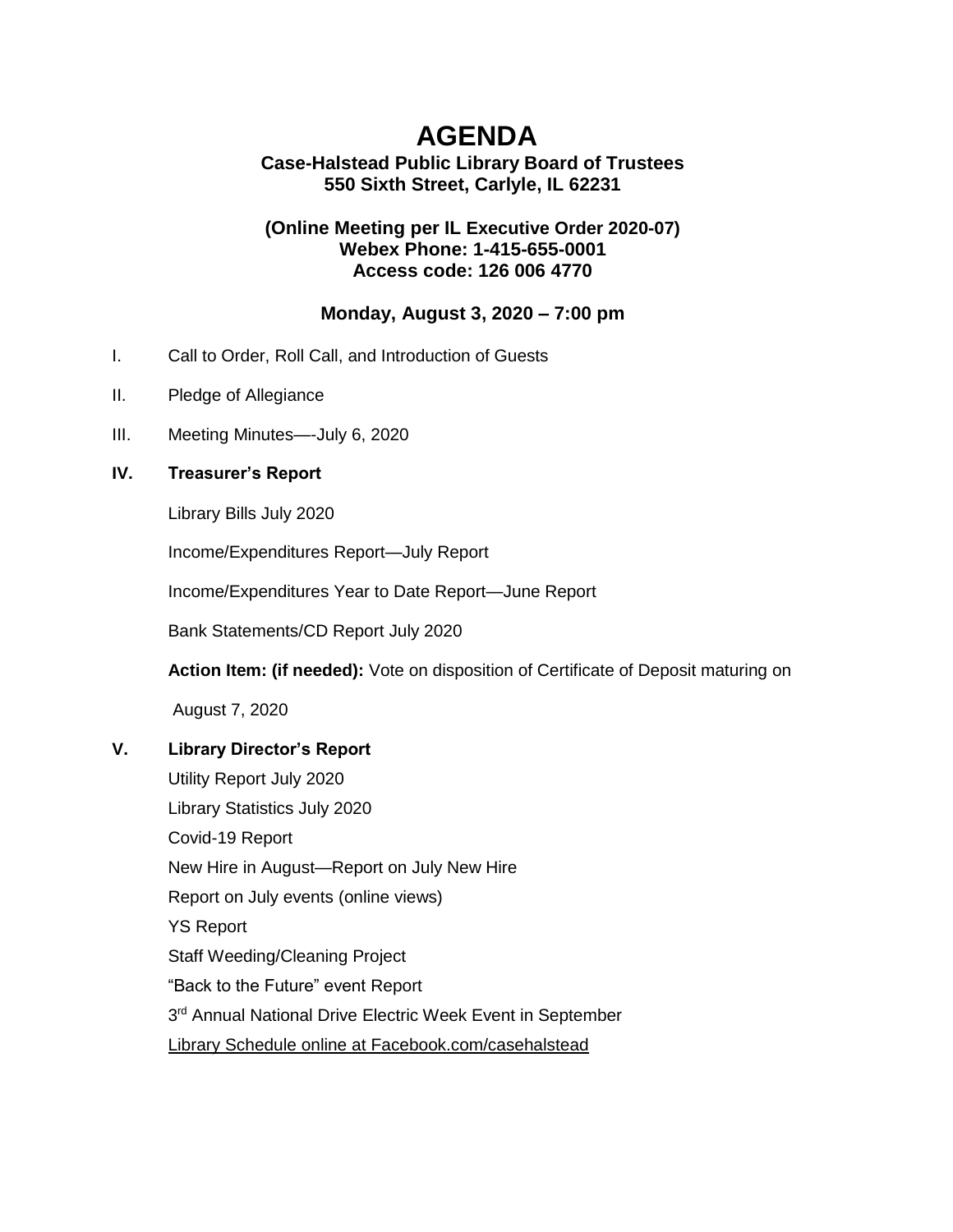# AGENDA

**Case-Halstead Public Library Board of Trustees**
**550 Sixth Street, Carlyle, IL 62231**

**(Online Meeting per IL Executive Order 2020-07)**
**Webex Phone: 1-415-655-0001**
**Access code: 126 006 4770**

**Monday, August 3, 2020 – 7:00 pm**

I. Call to Order, Roll Call, and Introduction of Guests

II. Pledge of Allegiance

III. Meeting Minutes—-July 6, 2020

**IV. Treasurer's Report**

Library Bills July 2020

Income/Expenditures Report—July Report

Income/Expenditures Year to Date Report—June Report

Bank Statements/CD Report July 2020

**Action Item: (if needed):** Vote on disposition of Certificate of Deposit maturing on August 7, 2020

**V. Library Director's Report**

Utility Report July 2020

Library Statistics July 2020

Covid-19 Report

New Hire in August—Report on July New Hire

Report on July events (online views)

YS Report

Staff Weeding/Cleaning Project

"Back to the Future" event Report

3rd Annual National Drive Electric Week Event in September

Library Schedule online at Facebook.com/casehalstead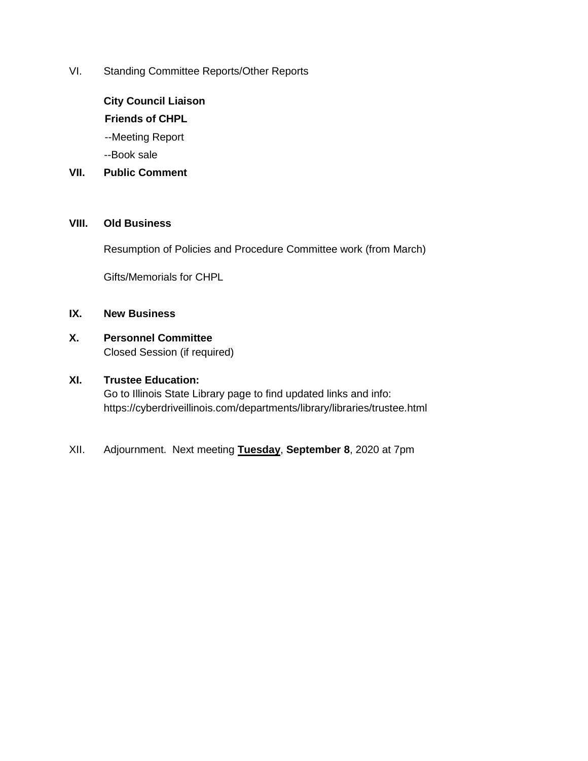VI. Standing Committee Reports/Other Reports

**City Council Liaison**

**Friends of CHPL**

--Meeting Report

--Book sale

**VII. Public Comment**

**VIII. Old Business**

Resumption of Policies and Procedure Committee work (from March)

Gifts/Memorials for CHPL

**IX. New Business**

**X. Personnel Committee**
Closed Session (if required)

**XI. Trustee Education:**
Go to Illinois State Library page to find updated links and info:
https://cyberdriveillinois.com/departments/library/libraries/trustee.html

XII. Adjournment. Next meeting <u>**Tuesday**</u>, **September 8**, 2020 at 7pm